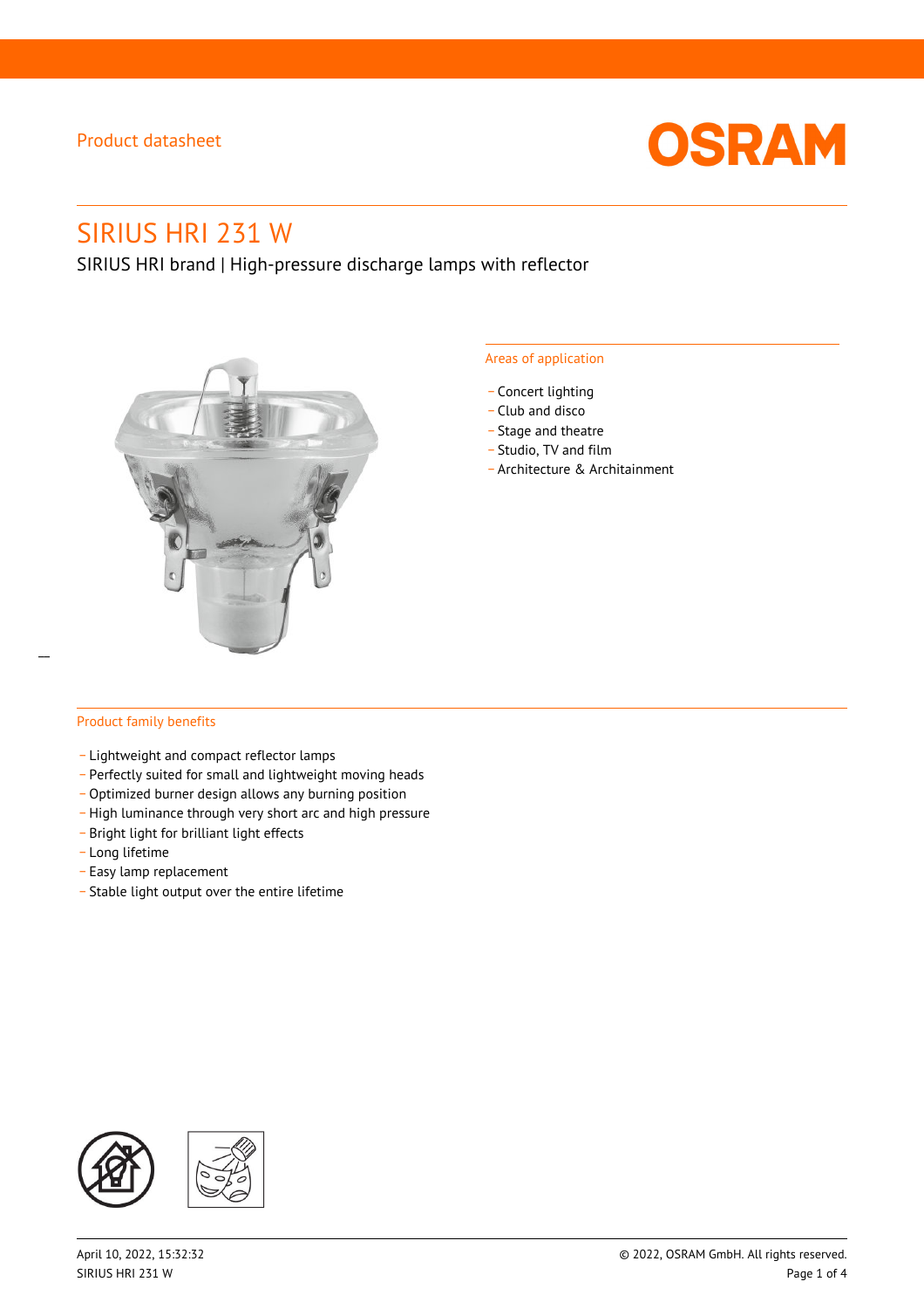Product datasheet

# SIRIUS HRI 231 W

SIRIUS HRI brand | High-pressure discharge lamps with reflector

## Areas of application

- Concert lighting
- Club and disco
- Stage and theatre
- Studio, TV and film
- Architecture & Architainment

## Product family benefits

- Lightweight and compact reflector lamps
- Perfectly suited for small and lightweight moving heads
- Optimized burner design allows any burning position
- High luminance through very short arc and high pressure
- Bright light for brilliant light effects
- Long lifetime
- Easy lamp replacement
- Stable light output over the entire lifetime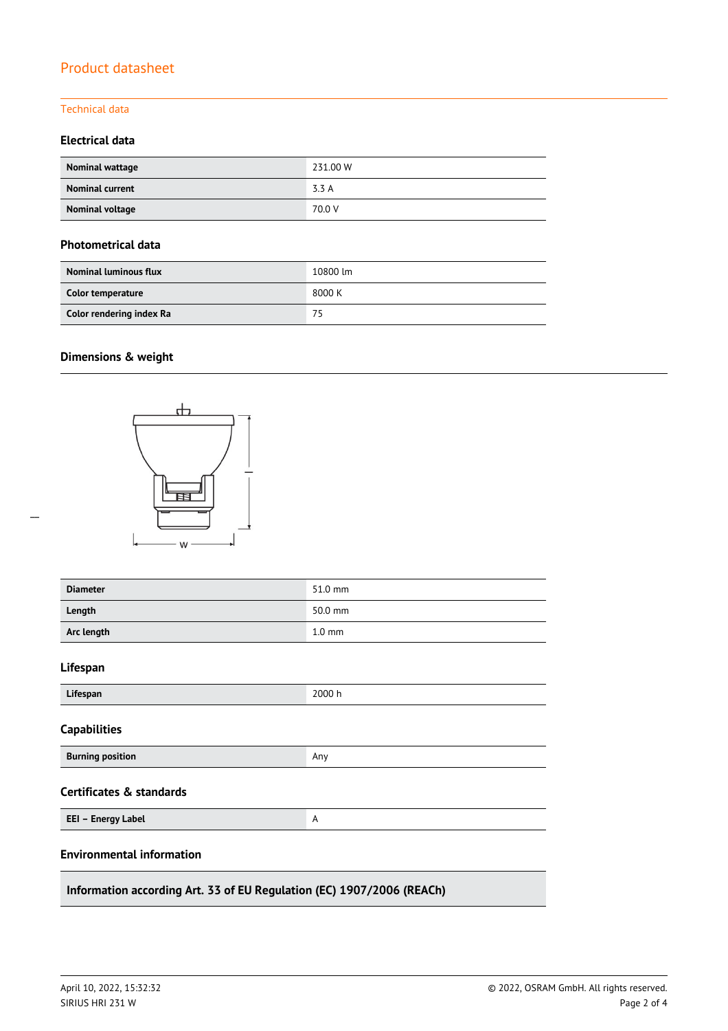Product datasheet

Technical data

### Electrical data

| | |
|---|---|
| **Nominal wattage** | 231.00 W |
| **Nominal current** | 3.3 A |
| **Nominal voltage** | 70.0 V |

### Photometrical data

| | |
|---|---|
| **Nominal luminous flux** | 10800 lm |
| **Color temperature** | 8000 K |
| **Color rendering index Ra** | 75 |

### Dimensions & weight

| | |
|---|---|
| **Diameter** | 51.0 mm |
| **Length** | 50.0 mm |
| **Arc length** | 1.0 mm |

### Lifespan

| | |
|---|---|
| **Lifespan** | 2000 h |

### Capabilities

| | |
|---|---|
| **Burning position** | Any |

### Certificates & standards

| | |
|---|---|
| **EEI – Energy Label** | A |

### Environmental information

**Information according Art. 33 of EU Regulation (EC) 1907/2006 (REACh)**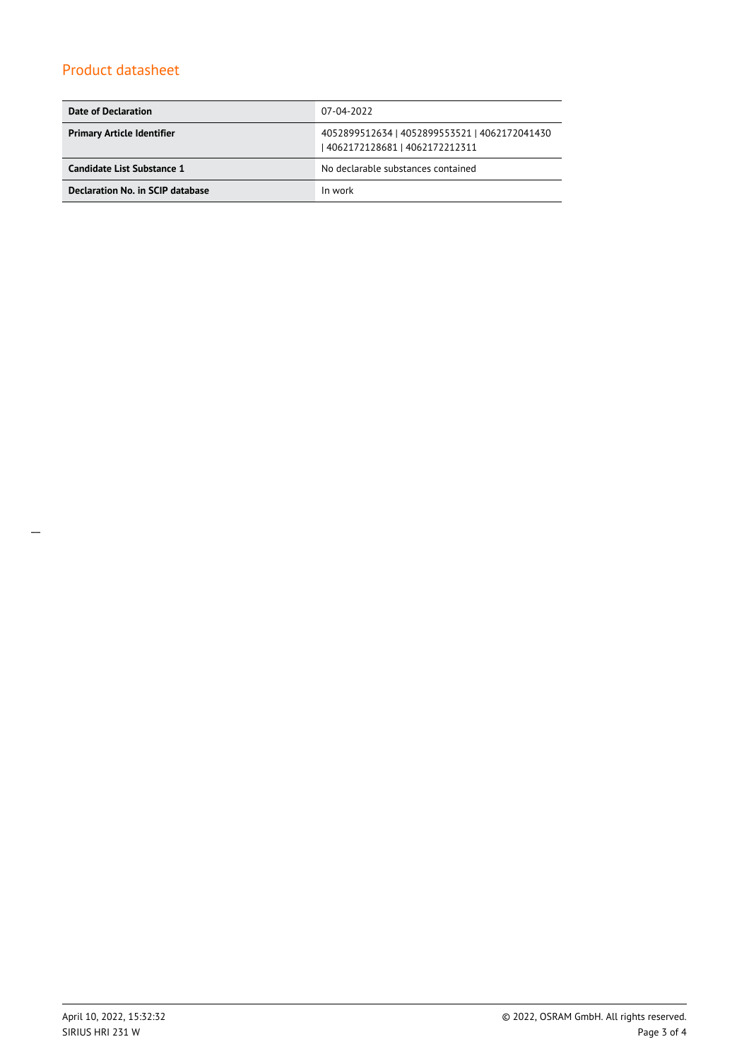## Product datasheet

| Date of Declaration | 07-04-2022 |
|---|---|
| **Primary Article Identifier** | 4052899512634 \| 4052899553521 \| 4062172041430 \| 4062172128681 \| 4062172212311 |
| **Candidate List Substance 1** | No declarable substances contained |
| **Declaration No. in SCIP database** | In work |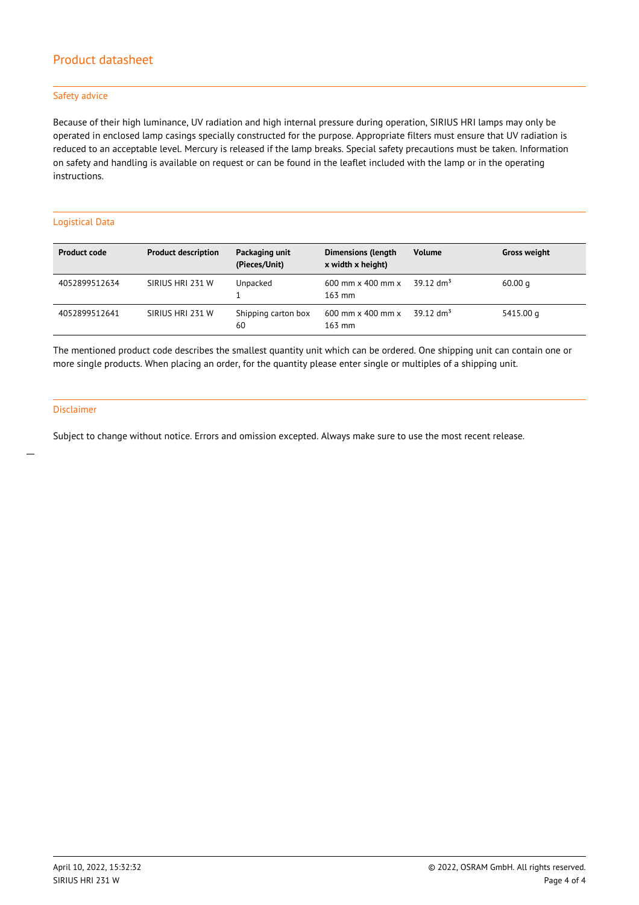# Product datasheet

## Safety advice

Because of their high luminance, UV radiation and high internal pressure during operation, SIRIUS HRI lamps may only be operated in enclosed lamp casings specially constructed for the purpose. Appropriate filters must ensure that UV radiation is reduced to an acceptable level. Mercury is released if the lamp breaks. Special safety precautions must be taken. Information on safety and handling is available on request or can be found in the leaflet included with the lamp or in the operating instructions.

## Logistical Data

| Product code | Product description | Packaging unit (Pieces/Unit) | Dimensions (length x width x height) | Volume | Gross weight |
|---|---|---|---|---|---|
| 4052899512634 | SIRIUS HRI 231 W | Unpacked 1 | 600 mm x 400 mm x 163 mm | 39.12 $dm^3$ | 60.00 g |
| 4052899512641 | SIRIUS HRI 231 W | Shipping carton box 60 | 600 mm x 400 mm x 163 mm | 39.12 $dm^3$ | 5415.00 g |

The mentioned product code describes the smallest quantity unit which can be ordered. One shipping unit can contain one or more single products. When placing an order, for the quantity please enter single or multiples of a shipping unit.

## Disclaimer

Subject to change without notice. Errors and omission excepted. Always make sure to use the most recent release.